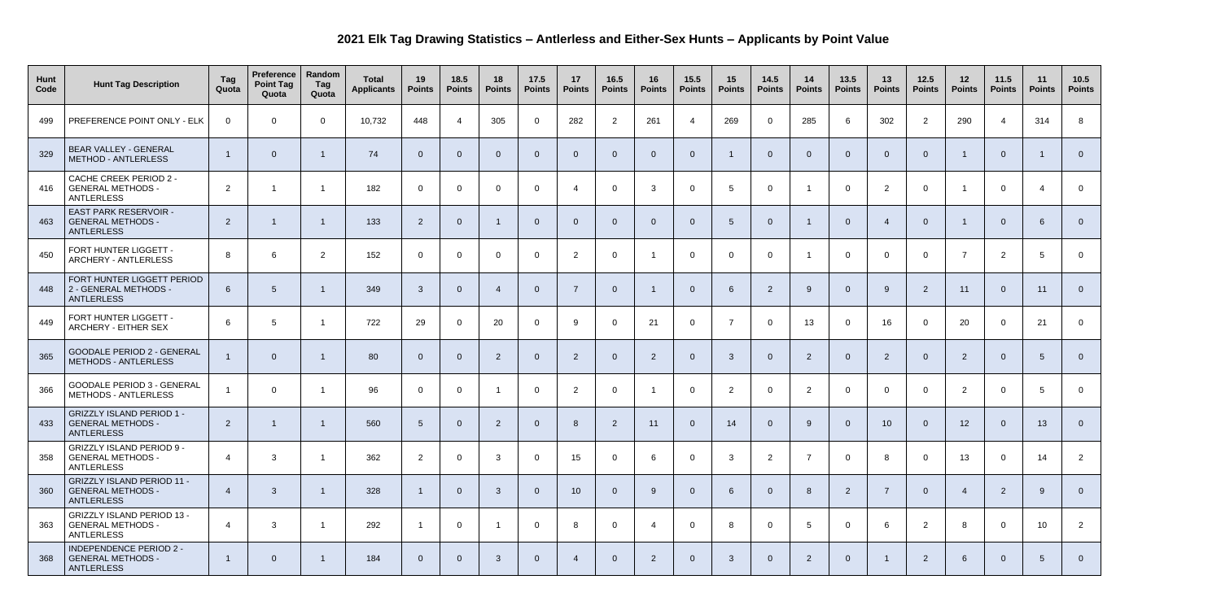# 2021 Elk Tag Drawing Statistics – Antlerless and Either-Sex Hunts – Applicants by Point Value

| Hunt Code | Hunt Tag Description | Tag Quota | Preference Point Tag Quota | Random Tag Quota | Total Applicants | 19 Points | 18.5 Points | 18 Points | 17.5 Points | 17 Points | 16.5 Points | 16 Points | 15.5 Points | 15 Points | 14.5 Points | 14 Points | 13.5 Points | 13 Points | 12.5 Points | 12 Points | 11.5 Points | 11 Points | 10.5 Points |
|---|---|---|---|---|---|---|---|---|---|---|---|---|---|---|---|---|---|---|---|---|---|---|---|
| 499 | PREFERENCE POINT ONLY - ELK | 0 | 0 | 0 | 10,732 | 448 | 4 | 305 | 0 | 282 | 2 | 261 | 4 | 269 | 0 | 285 | 6 | 302 | 2 | 290 | 4 | 314 | 8 |
| 329 | BEAR VALLEY - GENERAL METHOD - ANTLERLESS | 1 | 0 | 1 | 74 | 0 | 0 | 0 | 0 | 0 | 0 | 0 | 0 | 1 | 0 | 0 | 0 | 0 | 0 | 1 | 0 | 1 | 0 |
| 416 | CACHE CREEK PERIOD 2 - GENERAL METHODS - ANTLERLESS | 2 | 1 | 1 | 182 | 0 | 0 | 0 | 0 | 4 | 0 | 3 | 0 | 5 | 0 | 1 | 0 | 2 | 0 | 1 | 0 | 4 | 0 |
| 463 | EAST PARK RESERVOIR - GENERAL METHODS - ANTLERLESS | 2 | 1 | 1 | 133 | 2 | 0 | 1 | 0 | 0 | 0 | 0 | 0 | 5 | 0 | 1 | 0 | 4 | 0 | 1 | 0 | 6 | 0 |
| 450 | FORT HUNTER LIGGETT - ARCHERY - ANTLERLESS | 8 | 6 | 2 | 152 | 0 | 0 | 0 | 0 | 2 | 0 | 1 | 0 | 0 | 0 | 1 | 0 | 0 | 0 | 7 | 2 | 5 | 0 |
| 448 | FORT HUNTER LIGGETT PERIOD 2 - GENERAL METHODS - ANTLERLESS | 6 | 5 | 1 | 349 | 3 | 0 | 4 | 0 | 7 | 0 | 1 | 0 | 6 | 2 | 9 | 0 | 9 | 2 | 11 | 0 | 11 | 0 |
| 449 | FORT HUNTER LIGGETT - ARCHERY - EITHER SEX | 6 | 5 | 1 | 722 | 29 | 0 | 20 | 0 | 9 | 0 | 21 | 0 | 7 | 0 | 13 | 0 | 16 | 0 | 20 | 0 | 21 | 0 |
| 365 | GOODALE PERIOD 2 - GENERAL METHODS - ANTLERLESS | 1 | 0 | 1 | 80 | 0 | 0 | 2 | 0 | 2 | 0 | 2 | 0 | 3 | 0 | 2 | 0 | 2 | 0 | 2 | 0 | 5 | 0 |
| 366 | GOODALE PERIOD 3 - GENERAL METHODS - ANTLERLESS | 1 | 0 | 1 | 96 | 0 | 0 | 1 | 0 | 2 | 0 | 1 | 0 | 2 | 0 | 2 | 0 | 0 | 0 | 2 | 0 | 5 | 0 |
| 433 | GRIZZLY ISLAND PERIOD 1 - GENERAL METHODS - ANTLERLESS | 2 | 1 | 1 | 560 | 5 | 0 | 2 | 0 | 8 | 2 | 11 | 0 | 14 | 0 | 9 | 0 | 10 | 0 | 12 | 0 | 13 | 0 |
| 358 | GRIZZLY ISLAND PERIOD 9 - GENERAL METHODS - ANTLERLESS | 4 | 3 | 1 | 362 | 2 | 0 | 3 | 0 | 15 | 0 | 6 | 0 | 3 | 2 | 7 | 0 | 8 | 0 | 13 | 0 | 14 | 2 |
| 360 | GRIZZLY ISLAND PERIOD 11 - GENERAL METHODS - ANTLERLESS | 4 | 3 | 1 | 328 | 1 | 0 | 3 | 0 | 10 | 0 | 9 | 0 | 6 | 0 | 8 | 2 | 7 | 0 | 4 | 2 | 9 | 0 |
| 363 | GRIZZLY ISLAND PERIOD 13 - GENERAL METHODS - ANTLERLESS | 4 | 3 | 1 | 292 | 1 | 0 | 1 | 0 | 8 | 0 | 4 | 0 | 8 | 0 | 5 | 0 | 6 | 2 | 8 | 0 | 10 | 2 |
| 368 | INDEPENDENCE PERIOD 2 - GENERAL METHODS - ANTLERLESS | 1 | 0 | 1 | 184 | 0 | 0 | 3 | 0 | 4 | 0 | 2 | 0 | 3 | 0 | 2 | 0 | 1 | 2 | 6 | 0 | 5 | 0 |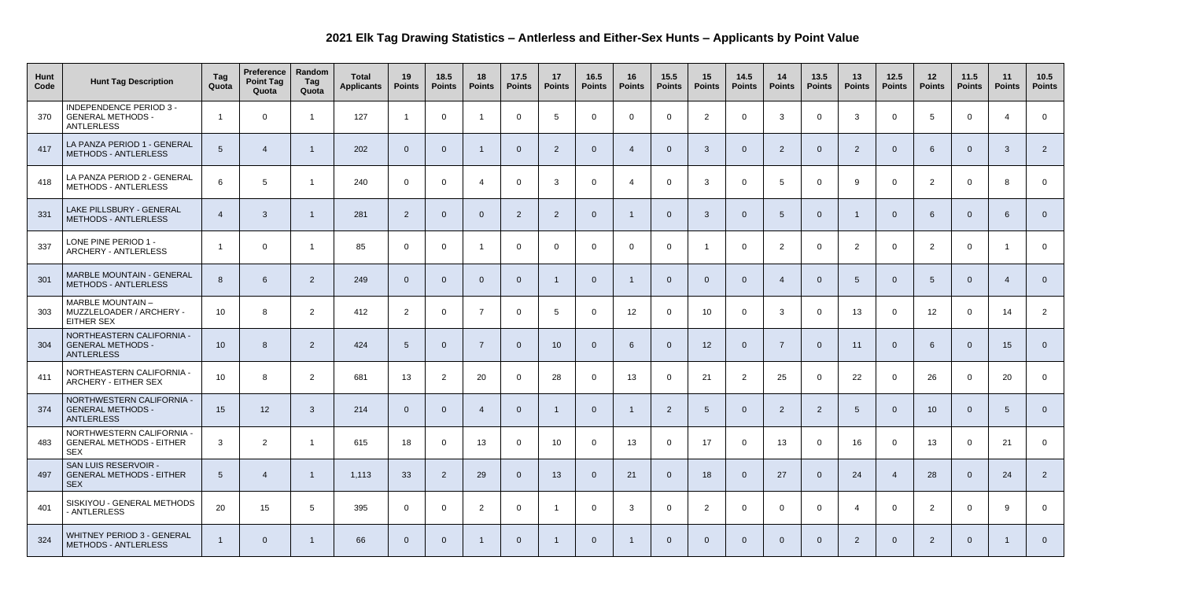# 2021 Elk Tag Drawing Statistics – Antlerless and Either-Sex Hunts – Applicants by Point Value

| Hunt Code | Hunt Tag Description | Tag Quota | Preference Point Tag Quota | Random Tag Quota | Total Applicants | 19 Points | 18.5 Points | 18 Points | 17.5 Points | 17 Points | 16.5 Points | 16 Points | 15.5 Points | 15 Points | 14.5 Points | 14 Points | 13.5 Points | 13 Points | 12.5 Points | 12 Points | 11.5 Points | 11 Points | 10.5 Points |
|---|---|---|---|---|---|---|---|---|---|---|---|---|---|---|---|---|---|---|---|---|---|---|---|
| 370 | INDEPENDENCE PERIOD 3 - GENERAL METHODS - ANTLERLESS | 1 | 0 | 1 | 127 | 1 | 0 | 1 | 0 | 5 | 0 | 0 | 0 | 2 | 0 | 3 | 0 | 3 | 0 | 5 | 0 | 4 | 0 |
| 417 | LA PANZA PERIOD 1 - GENERAL METHODS - ANTLERLESS | 5 | 4 | 1 | 202 | 0 | 0 | 1 | 0 | 2 | 0 | 4 | 0 | 3 | 0 | 2 | 0 | 2 | 0 | 6 | 0 | 3 | 2 |
| 418 | LA PANZA PERIOD 2 - GENERAL METHODS - ANTLERLESS | 6 | 5 | 1 | 240 | 0 | 0 | 4 | 0 | 3 | 0 | 4 | 0 | 3 | 0 | 5 | 0 | 9 | 0 | 2 | 0 | 8 | 0 |
| 331 | LAKE PILLSBURY - GENERAL METHODS - ANTLERLESS | 4 | 3 | 1 | 281 | 2 | 0 | 0 | 2 | 2 | 0 | 1 | 0 | 3 | 0 | 5 | 0 | 1 | 0 | 6 | 0 | 6 | 0 |
| 337 | LONE PINE PERIOD 1 - ARCHERY - ANTLERLESS | 1 | 0 | 1 | 85 | 0 | 0 | 1 | 0 | 0 | 0 | 0 | 0 | 1 | 0 | 2 | 0 | 2 | 0 | 2 | 0 | 1 | 0 |
| 301 | MARBLE MOUNTAIN - GENERAL METHODS - ANTLERLESS | 8 | 6 | 2 | 249 | 0 | 0 | 0 | 0 | 1 | 0 | 1 | 0 | 0 | 0 | 4 | 0 | 5 | 0 | 5 | 0 | 4 | 0 |
| 303 | MARBLE MOUNTAIN – MUZZLELOADER / ARCHERY - EITHER SEX | 10 | 8 | 2 | 412 | 2 | 0 | 7 | 0 | 5 | 0 | 12 | 0 | 10 | 0 | 3 | 0 | 13 | 0 | 12 | 0 | 14 | 2 |
| 304 | NORTHEASTERN CALIFORNIA - GENERAL METHODS - ANTLERLESS | 10 | 8 | 2 | 424 | 5 | 0 | 7 | 0 | 10 | 0 | 6 | 0 | 12 | 0 | 7 | 0 | 11 | 0 | 6 | 0 | 15 | 0 |
| 411 | NORTHEASTERN CALIFORNIA - ARCHERY - EITHER SEX | 10 | 8 | 2 | 681 | 13 | 2 | 20 | 0 | 28 | 0 | 13 | 0 | 21 | 2 | 25 | 0 | 22 | 0 | 26 | 0 | 20 | 0 |
| 374 | NORTHWESTERN CALIFORNIA - GENERAL METHODS - ANTLERLESS | 15 | 12 | 3 | 214 | 0 | 0 | 4 | 0 | 1 | 0 | 1 | 2 | 5 | 0 | 2 | 2 | 5 | 0 | 10 | 0 | 5 | 0 |
| 483 | NORTHWESTERN CALIFORNIA - GENERAL METHODS - EITHER SEX | 3 | 2 | 1 | 615 | 18 | 0 | 13 | 0 | 10 | 0 | 13 | 0 | 17 | 0 | 13 | 0 | 16 | 0 | 13 | 0 | 21 | 0 |
| 497 | SAN LUIS RESERVOIR - GENERAL METHODS - EITHER SEX | 5 | 4 | 1 | 1,113 | 33 | 2 | 29 | 0 | 13 | 0 | 21 | 0 | 18 | 0 | 27 | 0 | 24 | 4 | 28 | 0 | 24 | 2 |
| 401 | SISKIYOU - GENERAL METHODS - ANTLERLESS | 20 | 15 | 5 | 395 | 0 | 0 | 2 | 0 | 1 | 0 | 3 | 0 | 2 | 0 | 0 | 0 | 4 | 0 | 2 | 0 | 9 | 0 |
| 324 | WHITNEY PERIOD 3 - GENERAL METHODS - ANTLERLESS | 1 | 0 | 1 | 66 | 0 | 0 | 1 | 0 | 1 | 0 | 1 | 0 | 0 | 0 | 0 | 0 | 2 | 0 | 2 | 0 | 1 | 0 |